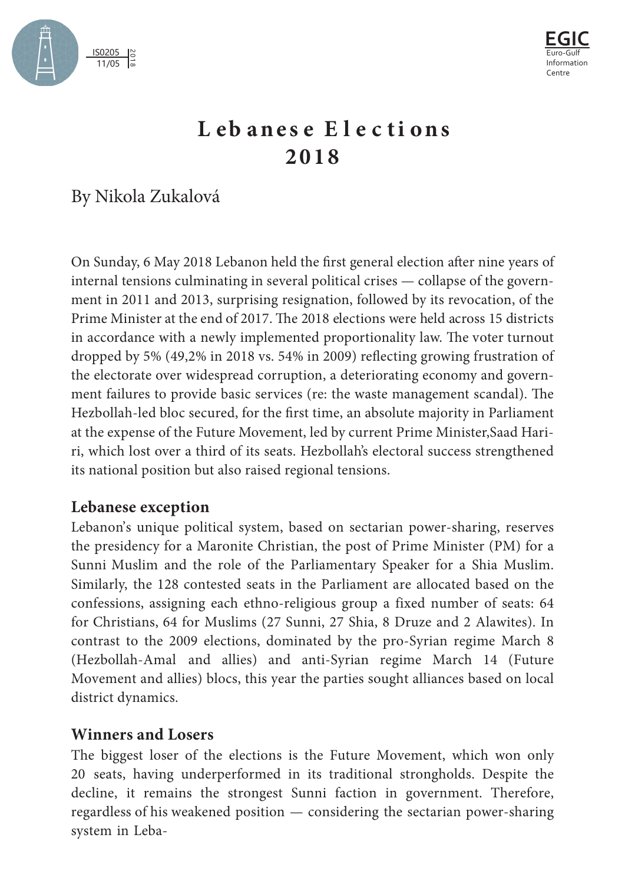# Lebanese Elections 2018

By Nikola Zukalová

On Sunday, 6 May 2018 Lebanon held the first general election after nine years of internal tensions culminating in several political crises — collapse of the government in 2011 and 2013, surprising resignation, followed by its revocation, of the Prime Minister at the end of 2017. The 2018 elections were held across 15 districts in accordance with a newly implemented proportionality law. The voter turnout dropped by 5% (49,2% in 2018 vs. 54% in 2009) reflecting growing frustration of the electorate over widespread corruption, a deteriorating economy and government failures to provide basic services (re: the waste management scandal). The Hezbollah-led bloc secured, for the first time, an absolute majority in Parliament at the expense of the Future Movement, led by current Prime Minister,Saad Hariri, which lost over a third of its seats. Hezbollah's electoral success strengthened its national position but also raised regional tensions.

## Lebanese exception

Lebanon's unique political system, based on sectarian power-sharing, reserves the presidency for a Maronite Christian, the post of Prime Minister (PM) for a Sunni Muslim and the role of the Parliamentary Speaker for a Shia Muslim. Similarly, the 128 contested seats in the Parliament are allocated based on the confessions, assigning each ethno-religious group a fixed number of seats: 64 for Christians, 64 for Muslims (27 Sunni, 27 Shia, 8 Druze and 2 Alawites). In contrast to the 2009 elections, dominated by the pro-Syrian regime March 8 (Hezbollah-Amal and allies) and anti-Syrian regime March 14 (Future Movement and allies) blocs, this year the parties sought alliances based on local district dynamics.

## Winners and Losers

The biggest loser of the elections is the Future Movement, which won only 20 seats, having underperformed in its traditional strongholds. Despite the decline, it remains the strongest Sunni faction in government. Therefore, regardless of his weakened position — considering the sectarian power-sharing system in Leba-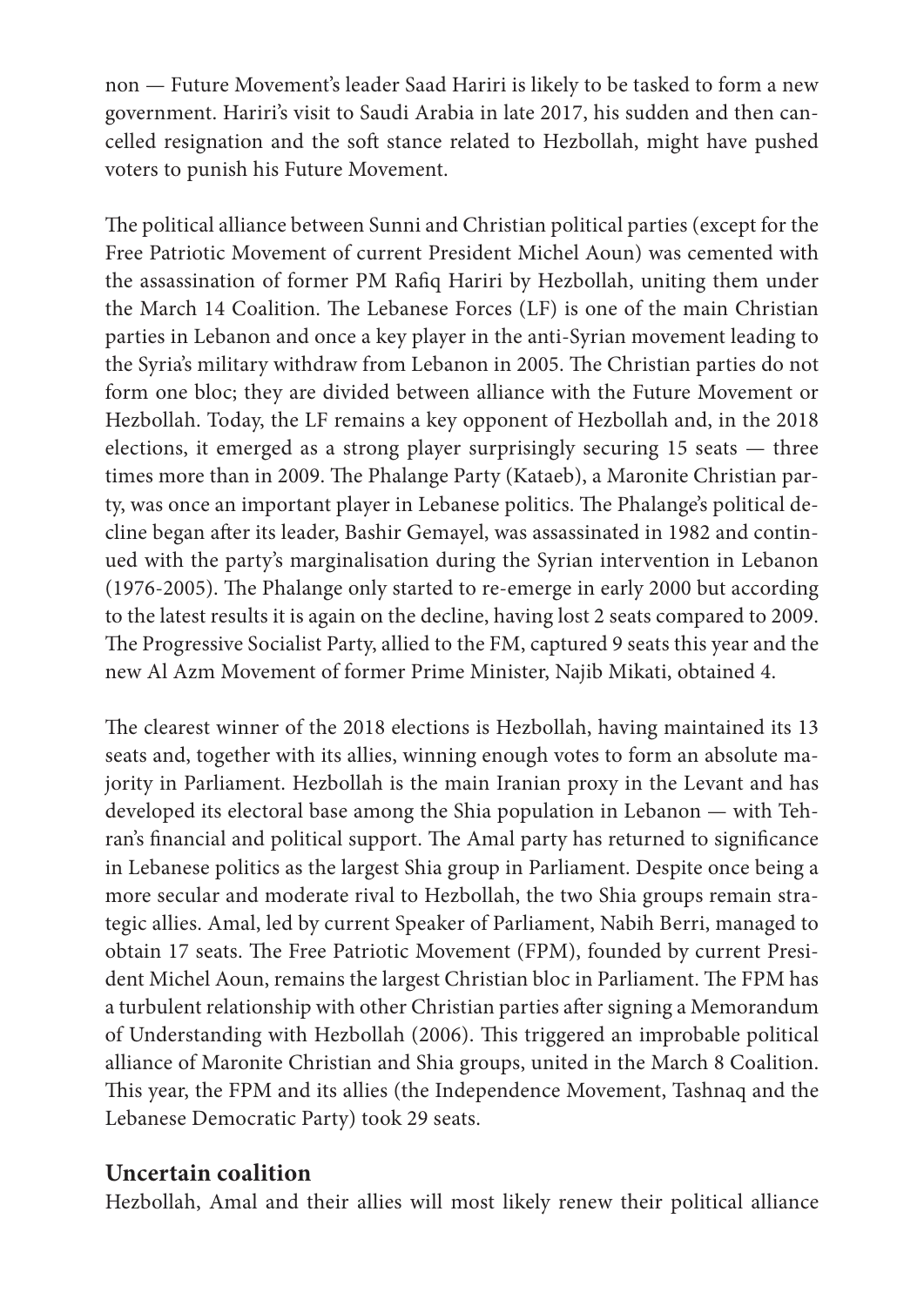non — Future Movement's leader Saad Hariri is likely to be tasked to form a new government. Hariri's visit to Saudi Arabia in late 2017, his sudden and then cancelled resignation and the soft stance related to Hezbollah, might have pushed voters to punish his Future Movement.

The political alliance between Sunni and Christian political parties (except for the Free Patriotic Movement of current President Michel Aoun) was cemented with the assassination of former PM Rafiq Hariri by Hezbollah, uniting them under the March 14 Coalition. The Lebanese Forces (LF) is one of the main Christian parties in Lebanon and once a key player in the anti-Syrian movement leading to the Syria's military withdraw from Lebanon in 2005. The Christian parties do not form one bloc; they are divided between alliance with the Future Movement or Hezbollah. Today, the LF remains a key opponent of Hezbollah and, in the 2018 elections, it emerged as a strong player surprisingly securing 15 seats — three times more than in 2009. The Phalange Party (Kataeb), a Maronite Christian party, was once an important player in Lebanese politics. The Phalange's political decline began after its leader, Bashir Gemayel, was assassinated in 1982 and continued with the party's marginalisation during the Syrian intervention in Lebanon (1976-2005). The Phalange only started to re-emerge in early 2000 but according to the latest results it is again on the decline, having lost 2 seats compared to 2009. The Progressive Socialist Party, allied to the FM, captured 9 seats this year and the new Al Azm Movement of former Prime Minister, Najib Mikati, obtained 4.

The clearest winner of the 2018 elections is Hezbollah, having maintained its 13 seats and, together with its allies, winning enough votes to form an absolute majority in Parliament. Hezbollah is the main Iranian proxy in the Levant and has developed its electoral base among the Shia population in Lebanon — with Tehran's financial and political support. The Amal party has returned to significance in Lebanese politics as the largest Shia group in Parliament. Despite once being a more secular and moderate rival to Hezbollah, the two Shia groups remain strategic allies. Amal, led by current Speaker of Parliament, Nabih Berri, managed to obtain 17 seats. The Free Patriotic Movement (FPM), founded by current President Michel Aoun, remains the largest Christian bloc in Parliament. The FPM has a turbulent relationship with other Christian parties after signing a Memorandum of Understanding with Hezbollah (2006). This triggered an improbable political alliance of Maronite Christian and Shia groups, united in the March 8 Coalition. This year, the FPM and its allies (the Independence Movement, Tashnaq and the Lebanese Democratic Party) took 29 seats.

## Uncertain coalition

Hezbollah, Amal and their allies will most likely renew their political alliance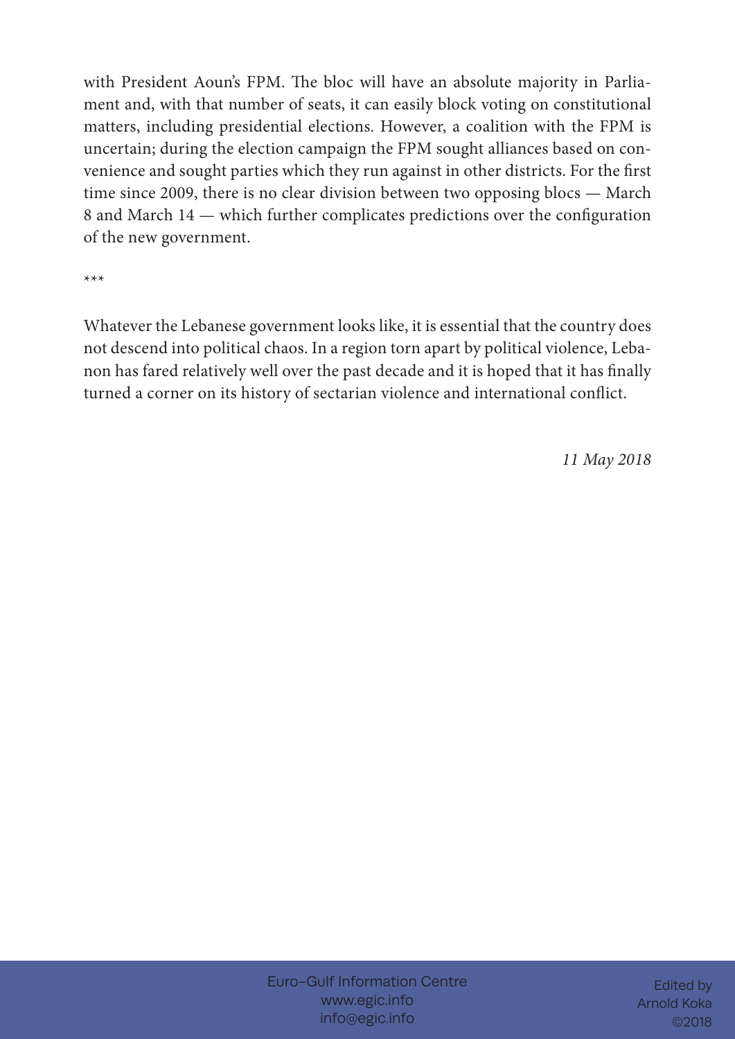with President Aoun's FPM. The bloc will have an absolute majority in Parliament and, with that number of seats, it can easily block voting on constitutional matters, including presidential elections. However, a coalition with the FPM is uncertain; during the election campaign the FPM sought alliances based on convenience and sought parties which they run against in other districts. For the first time since 2009, there is no clear division between two opposing blocs — March 8 and March 14 — which further complicates predictions over the configuration of the new government.

***

Whatever the Lebanese government looks like, it is essential that the country does not descend into political chaos. In a region torn apart by political violence, Lebanon has fared relatively well over the past decade and it is hoped that it has finally turned a corner on its history of sectarian violence and international conflict.

*11 May 2018*

Euro-Gulf Information Centre
www.egic.info
info@egic.info

Edited by
Arnold Koka
©2018